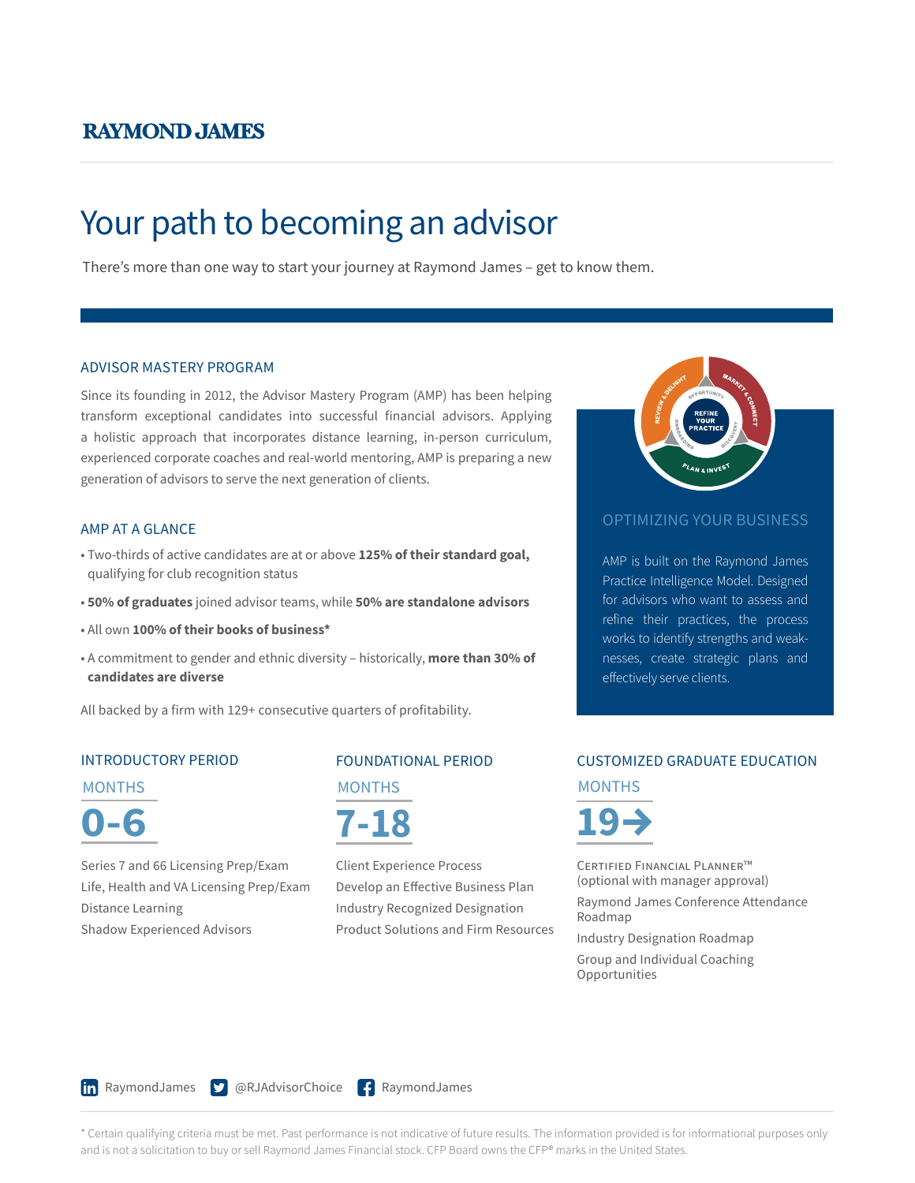RAYMOND JAMES

# Your path to becoming an advisor

There's more than one way to start your journey at Raymond James – get to know them.

## ADVISOR MASTERY PROGRAM

Since its founding in 2012, the Advisor Mastery Program (AMP) has been helping transform exceptional candidates into successful financial advisors. Applying a holistic approach that incorporates distance learning, in-person curriculum, experienced corporate coaches and real-world mentoring, AMP is preparing a new generation of advisors to serve the next generation of clients.

## AMP AT A GLANCE

- Two-thirds of active candidates are at or above **125% of their standard goal,** qualifying for club recognition status
- **50% of graduates** joined advisor teams, while **50% are standalone advisors**
- All own **100% of their books of business***
- A commitment to gender and ethnic diversity – historically, **more than 30% of candidates are diverse**

All backed by a firm with 129+ consecutive quarters of profitability.

## OPTIMIZING YOUR BUSINESS

AMP is built on the Raymond James Practice Intelligence Model. Designed for advisors who want to assess and refine their practices, the process works to identify strengths and weaknesses, create strategic plans and effectively serve clients.

## INTRODUCTORY PERIOD

MONTHS

**0-6**

Series 7 and 66 Licensing Prep/Exam
Life, Health and VA Licensing Prep/Exam
Distance Learning
Shadow Experienced Advisors

## FOUNDATIONAL PERIOD

MONTHS

**7-18**

Client Experience Process
Develop an Effective Business Plan
Industry Recognized Designation
Product Solutions and Firm Resources

## CUSTOMIZED GRADUATE EDUCATION

MONTHS

**19→**

Certified Financial Planner™ (optional with manager approval)

Raymond James Conference Attendance Roadmap

Industry Designation Roadmap

Group and Individual Coaching Opportunities

RaymondJames @RJAdvisorChoice RaymondJames

* Certain qualifying criteria must be met. Past performance is not indicative of future results. The information provided is for informational purposes only and is not a solicitation to buy or sell Raymond James Financial stock. CFP Board owns the CFP® marks in the United States.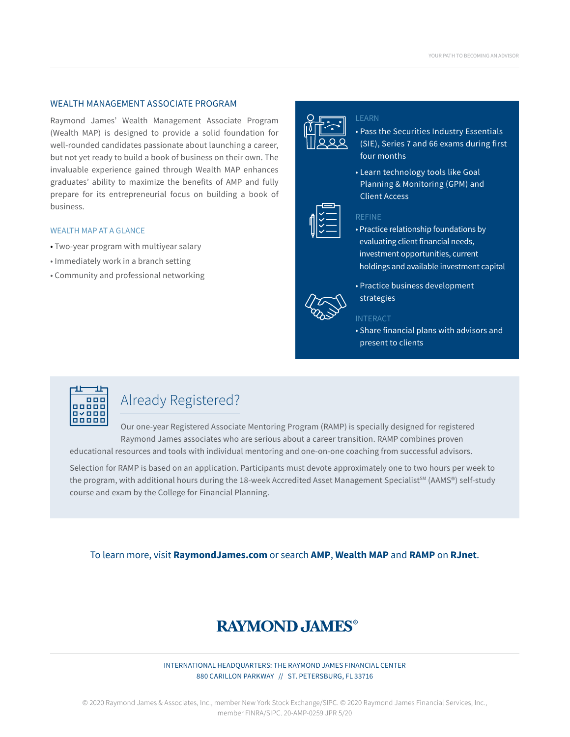## WEALTH MANAGEMENT ASSOCIATE PROGRAM

Raymond James' Wealth Management Associate Program (Wealth MAP) is designed to provide a solid foundation for well-rounded candidates passionate about launching a career, but not yet ready to build a book of business on their own. The invaluable experience gained through Wealth MAP enhances graduates' ability to maximize the benefits of AMP and fully prepare for its entrepreneurial focus on building a book of business.

### WEALTH MAP AT A GLANCE

- Two-year program with multiyear salary
- Immediately work in a branch setting
- Community and professional networking

### LEARN

- Pass the Securities Industry Essentials (SIE), Series 7 and 66 exams during first four months
- Learn technology tools like Goal Planning & Monitoring (GPM) and Client Access

### REFINE

- Practice relationship foundations by evaluating client financial needs, investment opportunities, current holdings and available investment capital
- Practice business development strategies

### INTERACT

- Share financial plans with advisors and present to clients

## Already Registered?

Our one-year Registered Associate Mentoring Program (RAMP) is specially designed for registered Raymond James associates who are serious about a career transition. RAMP combines proven educational resources and tools with individual mentoring and one-on-one coaching from successful advisors.

Selection for RAMP is based on an application. Participants must devote approximately one to two hours per week to the program, with additional hours during the 18-week Accredited Asset Management Specialist℠ (AAMS®) self-study course and exam by the College for Financial Planning.

To learn more, visit **RaymondJames.com** or search **AMP**, **Wealth MAP** and **RAMP** on **RJnet**.

**RAYMOND JAMES®**

INTERNATIONAL HEADQUARTERS: THE RAYMOND JAMES FINANCIAL CENTER
880 CARILLON PARKWAY // ST. PETERSBURG, FL 33716

© 2020 Raymond James & Associates, Inc., member New York Stock Exchange/SIPC. © 2020 Raymond James Financial Services, Inc., member FINRA/SIPC. 20-AMP-0259 JPR 5/20